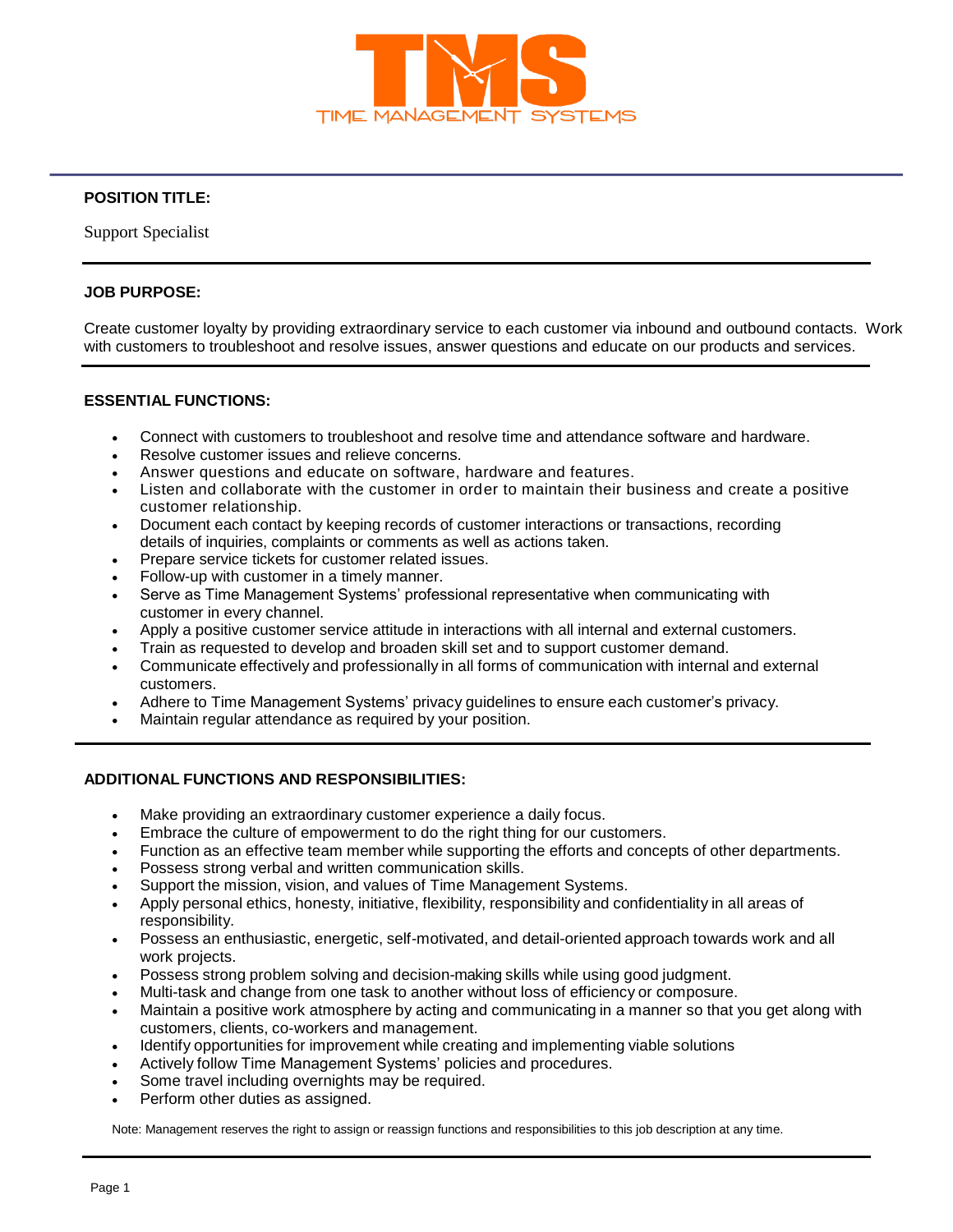TMS

TIME MANAGEMENT SYSTEMS

**POSITION TITLE:**

Support Specialist

**JOB PURPOSE:**

Create customer loyalty by providing extraordinary service to each customer via inbound and outbound contacts. Work with customers to troubleshoot and resolve issues, answer questions and educate on our products and services.

**ESSENTIAL FUNCTIONS:**

- Connect with customers to troubleshoot and resolve time and attendance software and hardware.
- Resolve customer issues and relieve concerns.
- Answer questions and educate on software, hardware and features.
- Listen and collaborate with the customer in order to maintain their business and create a positive customer relationship.
- Document each contact by keeping records of customer interactions or transactions, recording details of inquiries, complaints or comments as well as actions taken.
- Prepare service tickets for customer related issues.
- Follow-up with customer in a timely manner.
- Serve as Time Management Systems' professional representative when communicating with customer in every channel.
- Apply a positive customer service attitude in interactions with all internal and external customers.
- Train as requested to develop and broaden skill set and to support customer demand.
- Communicate effectively and professionally in all forms of communication with internal and external customers.
- Adhere to Time Management Systems' privacy guidelines to ensure each customer's privacy.
- Maintain regular attendance as required by your position.

**ADDITIONAL FUNCTIONS AND RESPONSIBILITIES:**

- Make providing an extraordinary customer experience a daily focus.
- Embrace the culture of empowerment to do the right thing for our customers.
- Function as an effective team member while supporting the efforts and concepts of other departments.
- Possess strong verbal and written communication skills.
- Support the mission, vision, and values of Time Management Systems.
- Apply personal ethics, honesty, initiative, flexibility, responsibility and confidentiality in all areas of responsibility.
- Possess an enthusiastic, energetic, self-motivated, and detail-oriented approach towards work and all work projects.
- Possess strong problem solving and decision-making skills while using good judgment.
- Multi-task and change from one task to another without loss of efficiency or composure.
- Maintain a positive work atmosphere by acting and communicating in a manner so that you get along with customers, clients, co-workers and management.
- Identify opportunities for improvement while creating and implementing viable solutions
- Actively follow Time Management Systems' policies and procedures.
- Some travel including overnights may be required.
- Perform other duties as assigned.

Note: Management reserves the right to assign or reassign functions and responsibilities to this job description at any time.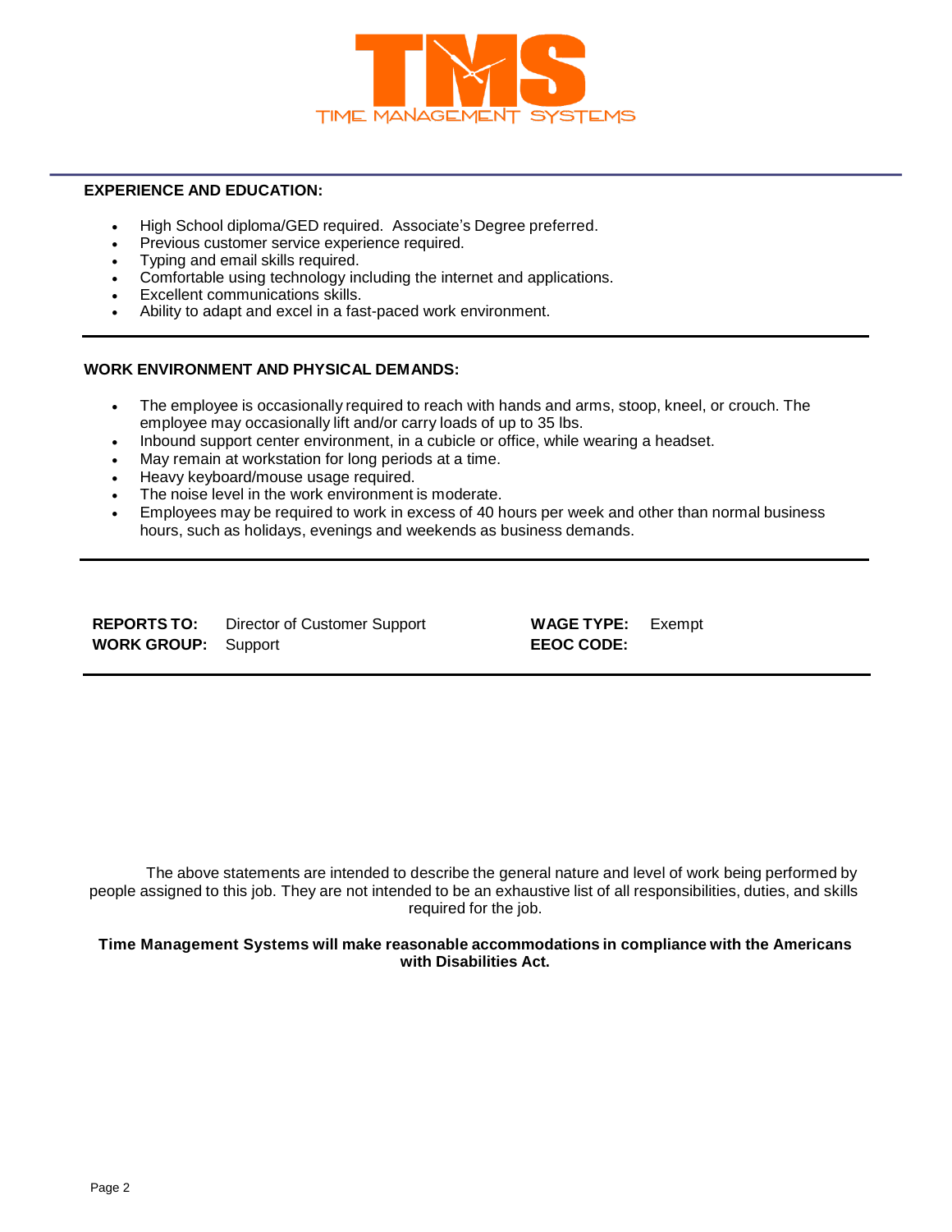TMS
TIME MANAGEMENT SYSTEMS

**EXPERIENCE AND EDUCATION:**

- High School diploma/GED required. Associate's Degree preferred.
- Previous customer service experience required.
- Typing and email skills required.
- Comfortable using technology including the internet and applications.
- Excellent communications skills.
- Ability to adapt and excel in a fast-paced work environment.

---

**WORK ENVIRONMENT AND PHYSICAL DEMANDS:**

- The employee is occasionally required to reach with hands and arms, stoop, kneel, or crouch. The employee may occasionally lift and/or carry loads of up to 35 lbs.
- Inbound support center environment, in a cubicle or office, while wearing a headset.
- May remain at workstation for long periods at a time.
- Heavy keyboard/mouse usage required.
- The noise level in the work environment is moderate.
- Employees may be required to work in excess of 40 hours per week and other than normal business hours, such as holidays, evenings and weekends as business demands.

---

| | | | |
|---|---|---|---|
| **REPORTS TO:** | Director of Customer Support | **WAGE TYPE:** | Exempt |
| **WORK GROUP:** | Support | **EEOC CODE:** | |

---

The above statements are intended to describe the general nature and level of work being performed by people assigned to this job. They are not intended to be an exhaustive list of all responsibilities, duties, and skills required for the job.

**Time Management Systems will make reasonable accommodations in compliance with the Americans with Disabilities Act.**